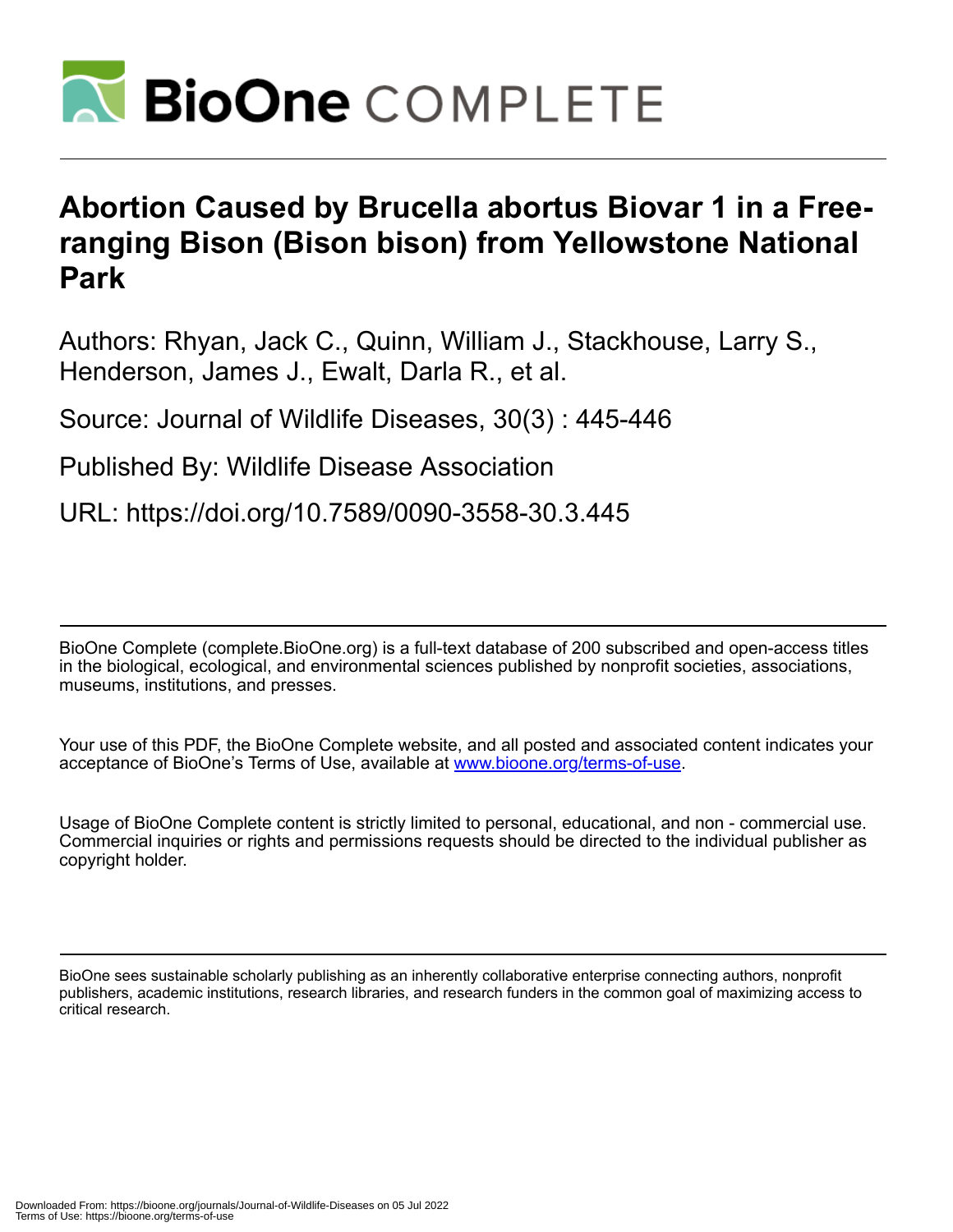# Abortion Caused by Brucella abortus Biovar 1 in a Free-ranging Bison (Bison bison) from Yellowstone National Park

Authors: Rhyan, Jack C., Quinn, William J., Stackhouse, Larry S., Henderson, James J., Ewalt, Darla R., et al.

Source: Journal of Wildlife Diseases, 30(3) : 445-446

Published By: Wildlife Disease Association

URL: https://doi.org/10.7589/0090-3558-30.3.445

---

BioOne Complete (complete.BioOne.org) is a full-text database of 200 subscribed and open-access titles in the biological, ecological, and environmental sciences published by nonprofit societies, associations, museums, institutions, and presses.

Your use of this PDF, the BioOne Complete website, and all posted and associated content indicates your acceptance of BioOne's Terms of Use, available at www.bioone.org/terms-of-use.

Usage of BioOne Complete content is strictly limited to personal, educational, and non - commercial use. Commercial inquiries or rights and permissions requests should be directed to the individual publisher as copyright holder.

---

BioOne sees sustainable scholarly publishing as an inherently collaborative enterprise connecting authors, nonprofit publishers, academic institutions, research libraries, and research funders in the common goal of maximizing access to critical research.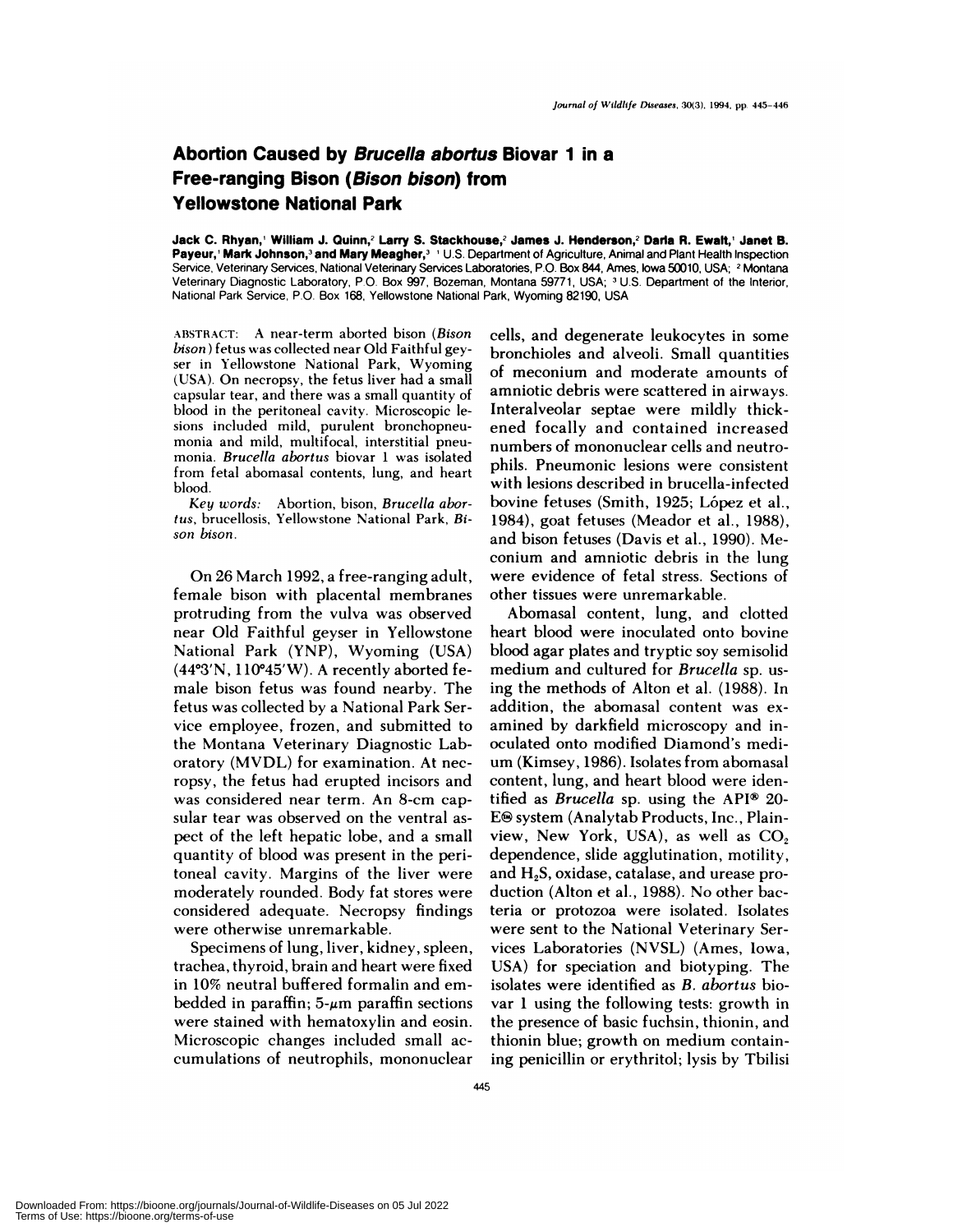# Abortion Caused by *Brucella abortus* Biovar 1 in a Free-ranging Bison (*Bison bison*) from Yellowstone National Park

**Jack C. Rhyan,[1] William J. Quinn,[2] Larry S. Stackhouse,[2] James J. Henderson,[2] Darla R. Ewalt,[1] Janet B. Payeur,[1] Mark Johnson,[3] and Mary Meagher,[3]** [1] U.S. Department of Agriculture, Animal and Plant Health Inspection Service, Veterinary Services, National Veterinary Services Laboratories, P.O. Box 844, Ames, Iowa 50010, USA; [2] Montana Veterinary Diagnostic Laboratory, P.O. Box 997, Bozeman, Montana 59771, USA; [3] U.S. Department of the Interior, National Park Service, P.O. Box 168, Yellowstone National Park, Wyoming 82190, USA

ABSTRACT: A near-term aborted bison (*Bison bison*) fetus was collected near Old Faithful geyser in Yellowstone National Park, Wyoming (USA). On necropsy, the fetus liver had a small capsular tear, and there was a small quantity of blood in the peritoneal cavity. Microscopic lesions included mild, purulent bronchopneumonia and mild, multifocal, interstitial pneumonia. *Brucella abortus* biovar 1 was isolated from fetal abomasal contents, lung, and heart blood.

*Key words:* Abortion, bison, *Brucella abortus*, brucellosis, Yellowstone National Park, *Bison bison*.

On 26 March 1992, a free-ranging adult, female bison with placental membranes protruding from the vulva was observed near Old Faithful geyser in Yellowstone National Park (YNP), Wyoming (USA) (44°3′N, 110°45′W). A recently aborted female bison fetus was found nearby. The fetus was collected by a National Park Service employee, frozen, and submitted to the Montana Veterinary Diagnostic Laboratory (MVDL) for examination. At necropsy, the fetus had erupted incisors and was considered near term. An 8-cm capsular tear was observed on the ventral aspect of the left hepatic lobe, and a small quantity of blood was present in the peritoneal cavity. Margins of the liver were moderately rounded. Body fat stores were considered adequate. Necropsy findings were otherwise unremarkable.

Specimens of lung, liver, kidney, spleen, trachea, thyroid, brain and heart were fixed in 10% neutral buffered formalin and embedded in paraffin; 5-$\mu$m paraffin sections were stained with hematoxylin and eosin. Microscopic changes included small accumulations of neutrophils, mononuclear cells, and degenerate leukocytes in some bronchioles and alveoli. Small quantities of meconium and moderate amounts of amniotic debris were scattered in airways. Interalveolar septae were mildly thickened focally and contained increased numbers of mononuclear cells and neutrophils. Pneumonic lesions were consistent with lesions described in brucella-infected bovine fetuses (Smith, 1925; López et al., 1984), goat fetuses (Meador et al., 1988), and bison fetuses (Davis et al., 1990). Meconium and amniotic debris in the lung were evidence of fetal stress. Sections of other tissues were unremarkable.

Abomasal content, lung, and clotted heart blood were inoculated onto bovine blood agar plates and tryptic soy semisolid medium and cultured for *Brucella* sp. using the methods of Alton et al. (1988). In addition, the abomasal content was examined by darkfield microscopy and inoculated onto modified Diamond's medium (Kimsey, 1986). Isolates from abomasal content, lung, and heart blood were identified as *Brucella* sp. using the API® 20-E® system (Analytab Products, Inc., Plainview, New York, USA), as well as $CO_2$ dependence, slide agglutination, motility, and $H_2S$, oxidase, catalase, and urease production (Alton et al., 1988). No other bacteria or protozoa were isolated. Isolates were sent to the National Veterinary Services Laboratories (NVSL) (Ames, Iowa, USA) for speciation and biotyping. The isolates were identified as *B. abortus* biovar 1 using the following tests: growth in the presence of basic fuchsin, thionin, and thionin blue; growth on medium containing penicillin or erythritol; lysis by Tbilisi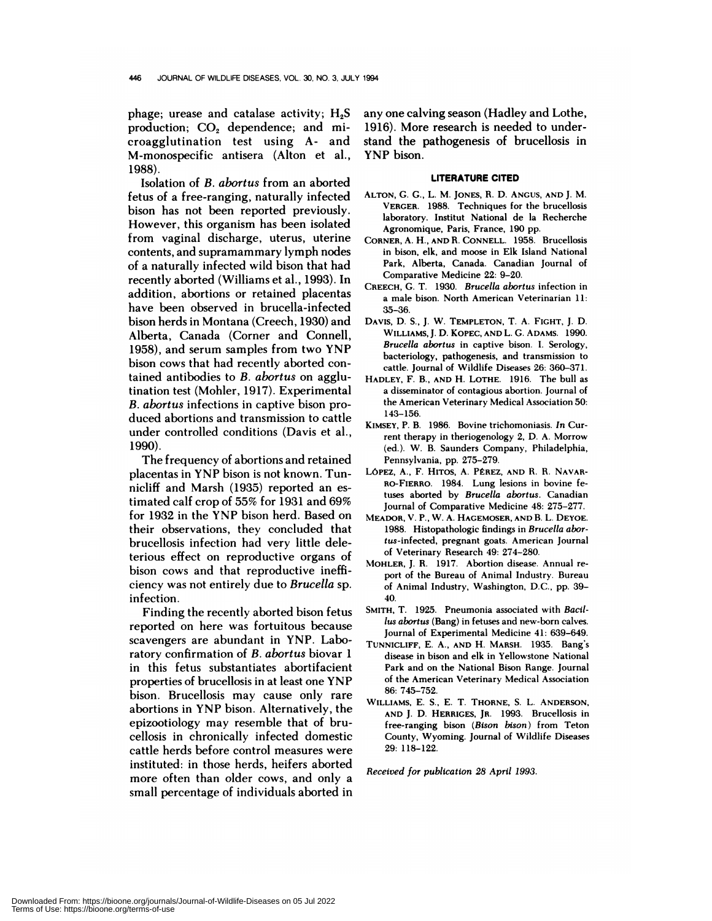phage; urease and catalase activity; $H_2S$ production; $CO_2$ dependence; and microagglutination test using A- and M-monospecific antisera (Alton et al., 1988).

Isolation of *B. abortus* from an aborted fetus of a free-ranging, naturally infected bison has not been reported previously. However, this organism has been isolated from vaginal discharge, uterus, uterine contents, and supramammary lymph nodes of a naturally infected wild bison that had recently aborted (Williams et al., 1993). In addition, abortions or retained placentas have been observed in brucella-infected bison herds in Montana (Creech, 1930) and Alberta, Canada (Corner and Connell, 1958), and serum samples from two YNP bison cows that had recently aborted contained antibodies to *B. abortus* on agglutination test (Mohler, 1917). Experimental *B. abortus* infections in captive bison produced abortions and transmission to cattle under controlled conditions (Davis et al., 1990).

The frequency of abortions and retained placentas in YNP bison is not known. Tunnicliff and Marsh (1935) reported an estimated calf crop of 55% for 1931 and 69% for 1932 in the YNP bison herd. Based on their observations, they concluded that brucellosis infection had very little deleterious effect on reproductive organs of bison cows and that reproductive inefficiency was not entirely due to *Brucella* sp. infection.

Finding the recently aborted bison fetus reported on here was fortuitous because scavengers are abundant in YNP. Laboratory confirmation of *B. abortus* biovar 1 in this fetus substantiates abortifacient properties of brucellosis in at least one YNP bison. Brucellosis may cause only rare abortions in YNP bison. Alternatively, the epizootiology may resemble that of brucellosis in chronically infected domestic cattle herds before control measures were instituted: in those herds, heifers aborted more often than older cows, and only a small percentage of individuals aborted in any one calving season (Hadley and Lothe, 1916). More research is needed to understand the pathogenesis of brucellosis in YNP bison.

## LITERATURE CITED

ALTON, G. G., L. M. JONES, R. D. ANGUS, AND J. M. VERGER. 1988. Techniques for the brucellosis laboratory. Institut National de la Recherche Agronomique, Paris, France, 190 pp.

CORNER, A. H., AND R. CONNELL. 1958. Brucellosis in bison, elk, and moose in Elk Island National Park, Alberta, Canada. Canadian Journal of Comparative Medicine 22: 9–20.

CREECH, G. T. 1930. *Brucella abortus* infection in a male bison. North American Veterinarian 11: 35–36.

DAVIS, D. S., J. W. TEMPLETON, T. A. FICHT, J. D. WILLIAMS, J. D. KOPEC, AND L. G. ADAMS. 1990. *Brucella abortus* in captive bison. I. Serology, bacteriology, pathogenesis, and transmission to cattle. Journal of Wildlife Diseases 26: 360–371.

HADLEY, F. B., AND H. LOTHE. 1916. The bull as a disseminator of contagious abortion. Journal of the American Veterinary Medical Association 50: 143–156.

KIMSEY, P. B. 1986. Bovine trichomoniasis. *In* Current therapy in theriogenology 2, D. A. Morrow (ed.). W. B. Saunders Company, Philadelphia, Pennsylvania, pp. 275–279.

LÓPEZ, A., F. HITOS, A. PÉREZ, AND R. R. NAVARRO-FIERRO. 1984. Lung lesions in bovine fetuses aborted by *Brucella abortus*. Canadian Journal of Comparative Medicine 48: 275–277.

MEADOR, V. P., W. A. HAGEMOSER, AND B. L. DEYOE. 1988. Histopathologic findings in *Brucella abortus*-infected, pregnant goats. American Journal of Veterinary Research 49: 274–280.

MOHLER, J. R. 1917. Abortion disease. Annual report of the Bureau of Animal Industry. Bureau of Animal Industry, Washington, D.C., pp. 39–40.

SMITH, T. 1925. Pneumonia associated with *Bacillus abortus* (Bang) in fetuses and new-born calves. Journal of Experimental Medicine 41: 639–649.

TUNNICLIFF, E. A., AND H. MARSH. 1935. Bang's disease in bison and elk in Yellowstone National Park and on the National Bison Range. Journal of the American Veterinary Medical Association 86: 745–752.

WILLIAMS, E. S., E. T. THORNE, S. L. ANDERSON, AND J. D. HERRIGES, JR. 1993. Brucellosis in free-ranging bison (*Bison bison*) from Teton County, Wyoming. Journal of Wildlife Diseases 29: 118–122.

*Received for publication 28 April 1993.*